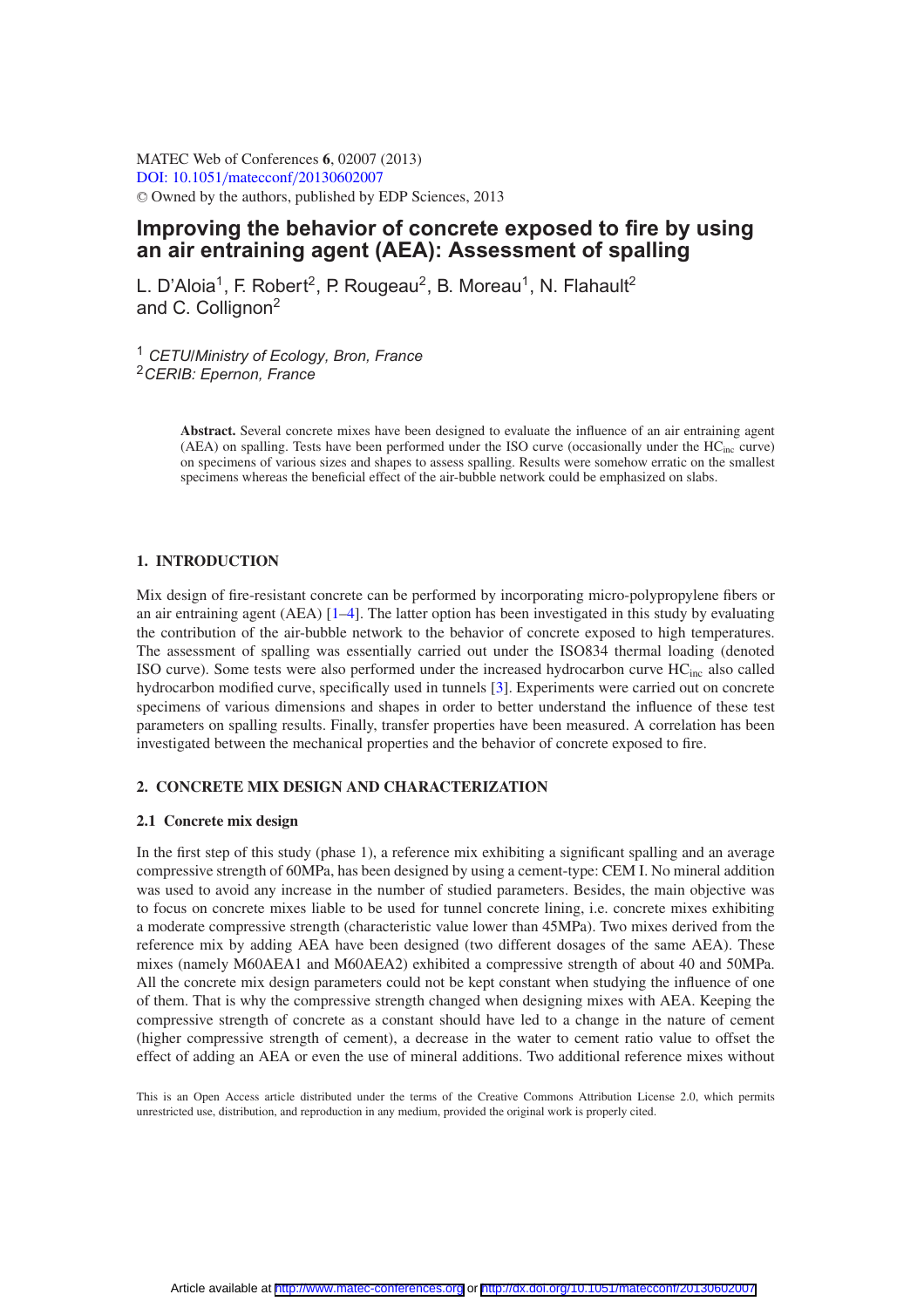MATEC Web of Conferences **6**, 02007 (2013)
DOI: 10.1051/matecconf/20130602007
© Owned by the authors, published by EDP Sciences, 2013

# Improving the behavior of concrete exposed to fire by using an air entraining agent (AEA): Assessment of spalling

L. D'Aloia[1], F. Robert[2], P. Rougeau[2], B. Moreau[1], N. Flahault[2] and C. Collignon[2]

[1] *CETU/Ministry of Ecology, Bron, France*
[2] *CERIB: Epernon, France*

**Abstract.** Several concrete mixes have been designed to evaluate the influence of an air entraining agent (AEA) on spalling. Tests have been performed under the ISO curve (occasionally under the $HC_{inc}$ curve) on specimens of various sizes and shapes to assess spalling. Results were somehow erratic on the smallest specimens whereas the beneficial effect of the air-bubble network could be emphasized on slabs.

## 1. INTRODUCTION

Mix design of fire-resistant concrete can be performed by incorporating micro-polypropylene fibers or an air entraining agent (AEA) [1–4]. The latter option has been investigated in this study by evaluating the contribution of the air-bubble network to the behavior of concrete exposed to high temperatures. The assessment of spalling was essentially carried out under the ISO834 thermal loading (denoted ISO curve). Some tests were also performed under the increased hydrocarbon curve $HC_{inc}$ also called hydrocarbon modified curve, specifically used in tunnels [3]. Experiments were carried out on concrete specimens of various dimensions and shapes in order to better understand the influence of these test parameters on spalling results. Finally, transfer properties have been measured. A correlation has been investigated between the mechanical properties and the behavior of concrete exposed to fire.

## 2. CONCRETE MIX DESIGN AND CHARACTERIZATION

### 2.1 Concrete mix design

In the first step of this study (phase 1), a reference mix exhibiting a significant spalling and an average compressive strength of 60MPa, has been designed by using a cement-type: CEM I. No mineral addition was used to avoid any increase in the number of studied parameters. Besides, the main objective was to focus on concrete mixes liable to be used for tunnel concrete lining, i.e. concrete mixes exhibiting a moderate compressive strength (characteristic value lower than 45MPa). Two mixes derived from the reference mix by adding AEA have been designed (two different dosages of the same AEA). These mixes (namely M60AEA1 and M60AEA2) exhibited a compressive strength of about 40 and 50MPa. All the concrete mix design parameters could not be kept constant when studying the influence of one of them. That is why the compressive strength changed when designing mixes with AEA. Keeping the compressive strength of concrete as a constant should have led to a change in the nature of cement (higher compressive strength of cement), a decrease in the water to cement ratio value to offset the effect of adding an AEA or even the use of mineral additions. Two additional reference mixes without

This is an Open Access article distributed under the terms of the Creative Commons Attribution License 2.0, which permits unrestricted use, distribution, and reproduction in any medium, provided the original work is properly cited.

Article available at http://www.matec-conferences.org or http://dx.doi.org/10.1051/matecconf/20130602007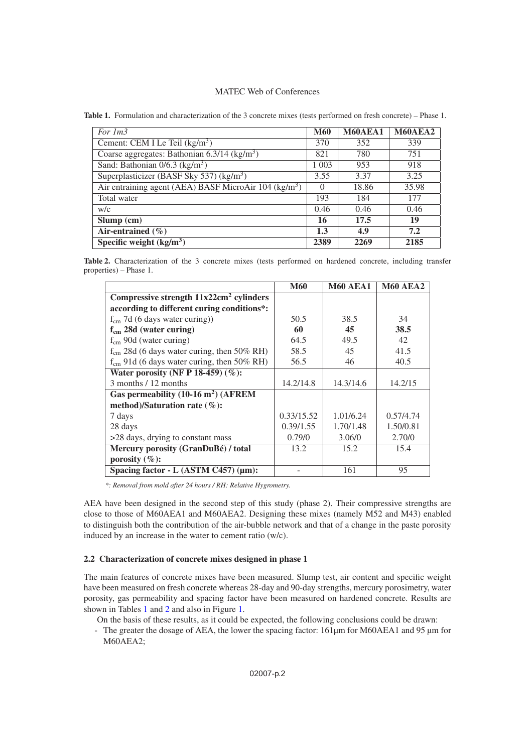**Table 1.** Formulation and characterization of the 3 concrete mixes (tests performed on fresh concrete) – Phase 1.

| *For 1m3* | **M60** | **M60AEA1** | **M60AEA2** |
|---|---|---|---|
| Cement: CEM I Le Teil (kg/m$^3$) | 370 | 352 | 339 |
| Coarse aggregates: Bathonian 6.3/14 (kg/m$^3$) | 821 | 780 | 751 |
| Sand: Bathonian 0/6.3 (kg/m$^3$) | 1 003 | 953 | 918 |
| Superplasticizer (BASF Sky 537) (kg/m$^3$) | 3.55 | 3.37 | 3.25 |
| Air entraining agent (AEA) BASF MicroAir 104 (kg/m$^3$) | 0 | 18.86 | 35.98 |
| Total water | 193 | 184 | 177 |
| w/c | 0.46 | 0.46 | 0.46 |
| **Slump (cm)** | **16** | **17.5** | **19** |
| **Air-entrained (%)** | **1.3** | **4.9** | **7.2** |
| **Specific weight (kg/m$^3$)** | **2389** | **2269** | **2185** |

**Table 2.** Characterization of the 3 concrete mixes (tests performed on hardened concrete, including transfer properties) – Phase 1.

| | **M60** | **M60 AEA1** | **M60 AEA2** |
|---|---|---|---|
| **Compressive strength 11x22cm$^2$ cylinders according to different curing conditions*:** | | | |
| $f_{cm}$ 7d (6 days water curing)) | 50.5 | 38.5 | 34 |
| **$f_{cm}$ 28d (water curing)** | **60** | **45** | **38.5** |
| $f_{cm}$ 90d (water curing) | 64.5 | 49.5 | 42 |
| $f_{cm}$ 28d (6 days water curing, then 50% RH) | 58.5 | 45 | 41.5 |
| $f_{cm}$ 91d (6 days water curing, then 50% RH) | 56.5 | 46 | 40.5 |
| **Water porosity (NF P 18-459) (%):** | | | |
| 3 months / 12 months | 14.2/14.8 | 14.3/14.6 | 14.2/15 |
| **Gas permeability (10-16 m$^2$) (AFREM method)/Saturation rate (%):** | | | |
| 7 days | 0.33/15.52 | 1.01/6.24 | 0.57/4.74 |
| 28 days | 0.39/1.55 | 1.70/1.48 | 1.50/0.81 |
| >28 days, drying to constant mass | 0.79/0 | 3.06/0 | 2.70/0 |
| **Mercury porosity (GranDuBé) / total porosity (%):** | 13.2 | 15.2 | 15.4 |
| **Spacing factor - L (ASTM C457) (µm):** | - | 161 | 95 |

*\*: Removal from mold after 24 hours / RH: Relative Hygrometry.*

AEA have been designed in the second step of this study (phase 2). Their compressive strengths are close to those of M60AEA1 and M60AEA2. Designing these mixes (namely M52 and M43) enabled to distinguish both the contribution of the air-bubble network and that of a change in the paste porosity induced by an increase in the water to cement ratio (w/c).

### 2.2 Characterization of concrete mixes designed in phase 1

The main features of concrete mixes have been measured. Slump test, air content and specific weight have been measured on fresh concrete whereas 28-day and 90-day strengths, mercury porosimetry, water porosity, gas permeability and spacing factor have been measured on hardened concrete. Results are shown in Tables 1 and 2 and also in Figure 1.

On the basis of these results, as it could be expected, the following conclusions could be drawn:

- The greater the dosage of AEA, the lower the spacing factor: 161µm for M60AEA1 and 95 µm for M60AEA2;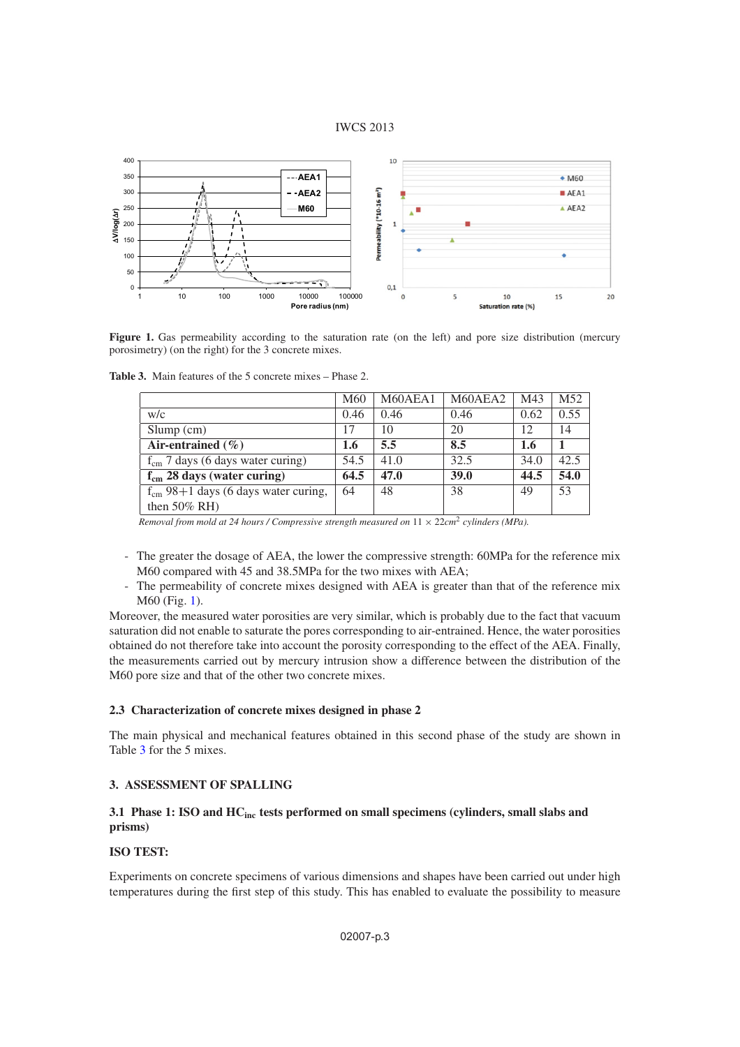Figure 1. Gas permeability according to the saturation rate (on the left) and pore size distribution (mercury porosimetry) (on the right) for the 3 concrete mixes.

**Table 3.** Main features of the 5 concrete mixes – Phase 2.

| | M60 | M60AEA1 | M60AEA2 | M43 | M52 |
|---|---|---|---|---|---|
| w/c | 0.46 | 0.46 | 0.46 | 0.62 | 0.55 |
| Slump (cm) | 17 | 10 | 20 | 12 | 14 |
| **Air-entrained (%)** | **1.6** | **5.5** | **8.5** | **1.6** | **1** |
| $f_{cm}$ 7 days (6 days water curing) | 54.5 | 41.0 | 32.5 | 34.0 | 42.5 |
| **$f_{cm}$ 28 days (water curing)** | **64.5** | **47.0** | **39.0** | **44.5** | **54.0** |
| $f_{cm}$ 98+1 days (6 days water curing, then 50% RH) | 64 | 48 | 38 | 49 | 53 |

*Removal from mold at 24 hours / Compressive strength measured on* $11 \times 22\text{cm}^2$ *cylinders (MPa).*

- The greater the dosage of AEA, the lower the compressive strength: 60MPa for the reference mix M60 compared with 45 and 38.5MPa for the two mixes with AEA;
- The permeability of concrete mixes designed with AEA is greater than that of the reference mix M60 (Fig. 1).

Moreover, the measured water porosities are very similar, which is probably due to the fact that vacuum saturation did not enable to saturate the pores corresponding to air-entrained. Hence, the water porosities obtained do not therefore take into account the porosity corresponding to the effect of the AEA. Finally, the measurements carried out by mercury intrusion show a difference between the distribution of the M60 pore size and that of the other two concrete mixes.

### 2.3 Characterization of concrete mixes designed in phase 2

The main physical and mechanical features obtained in this second phase of the study are shown in Table 3 for the 5 mixes.

## 3. ASSESSMENT OF SPALLING

### 3.1 Phase 1: ISO and $HC_{inc}$ tests performed on small specimens (cylinders, small slabs and prisms)

**ISO TEST:**

Experiments on concrete specimens of various dimensions and shapes have been carried out under high temperatures during the first step of this study. This has enabled to evaluate the possibility to measure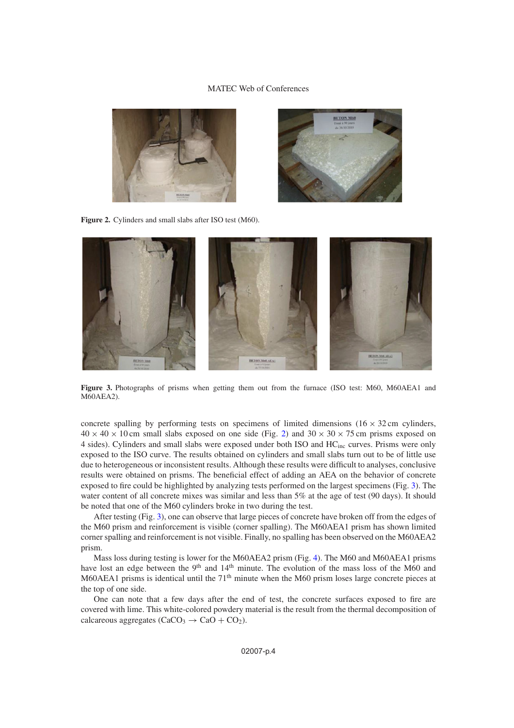**Figure 2.** Cylinders and small slabs after ISO test (M60).

**Figure 3.** Photographs of prisms when getting them out from the furnace (ISO test: M60, M60AEA1 and M60AEA2).

concrete spalling by performing tests on specimens of limited dimensions (16 × 32 cm cylinders, 40 × 40 × 10 cm small slabs exposed on one side (Fig. 2) and 30 × 30 × 75 cm prisms exposed on 4 sides). Cylinders and small slabs were exposed under both ISO and $HC_{inc}$ curves. Prisms were only exposed to the ISO curve. The results obtained on cylinders and small slabs turn out to be of little use due to heterogeneous or inconsistent results. Although these results were difficult to analyses, conclusive results were obtained on prisms. The beneficial effect of adding an AEA on the behavior of concrete exposed to fire could be highlighted by analyzing tests performed on the largest specimens (Fig. 3). The water content of all concrete mixes was similar and less than 5% at the age of test (90 days). It should be noted that one of the M60 cylinders broke in two during the test.

After testing (Fig. 3), one can observe that large pieces of concrete have broken off from the edges of the M60 prism and reinforcement is visible (corner spalling). The M60AEA1 prism has shown limited corner spalling and reinforcement is not visible. Finally, no spalling has been observed on the M60AEA2 prism.

Mass loss during testing is lower for the M60AEA2 prism (Fig. 4). The M60 and M60AEA1 prisms have lost an edge between the 9th and 14th minute. The evolution of the mass loss of the M60 and M60AEA1 prisms is identical until the 71st minute when the M60 prism loses large concrete pieces at the top of one side.

One can note that a few days after the end of test, the concrete surfaces exposed to fire are covered with lime. This white-colored powdery material is the result from the thermal decomposition of calcareous aggregates ($CaCO_3 \rightarrow CaO + CO_2$).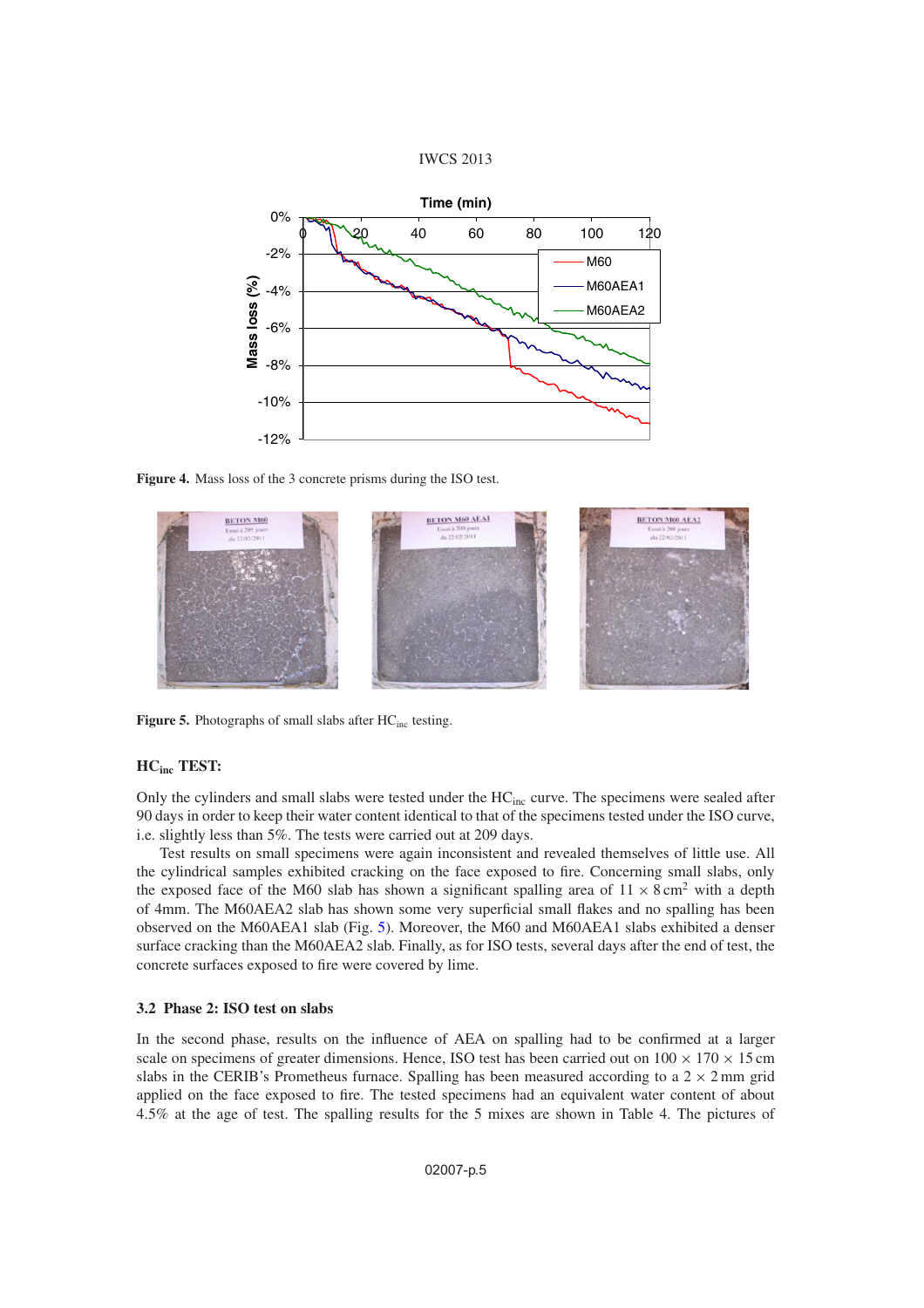**Figure 4.** Mass loss of the 3 concrete prisms during the ISO test.

**Figure 5.** Photographs of small slabs after $HC_{inc}$ testing.

### $HC_{inc}$ TEST:

Only the cylinders and small slabs were tested under the $HC_{inc}$ curve. The specimens were sealed after 90 days in order to keep their water content identical to that of the specimens tested under the ISO curve, i.e. slightly less than 5%. The tests were carried out at 209 days.

Test results on small specimens were again inconsistent and revealed themselves of little use. All the cylindrical samples exhibited cracking on the face exposed to fire. Concerning small slabs, only the exposed face of the M60 slab has shown a significant spalling area of $11 \times 8\,\text{cm}^2$ with a depth of 4mm. The M60AEA2 slab has shown some very superficial small flakes and no spalling has been observed on the M60AEA1 slab (Fig. 5). Moreover, the M60 and M60AEA1 slabs exhibited a denser surface cracking than the M60AEA2 slab. Finally, as for ISO tests, several days after the end of test, the concrete surfaces exposed to fire were covered by lime.

### 3.2 Phase 2: ISO test on slabs

In the second phase, results on the influence of AEA on spalling had to be confirmed at a larger scale on specimens of greater dimensions. Hence, ISO test has been carried out on $100 \times 170 \times 15$ cm slabs in the CERIB's Prometheus furnace. Spalling has been measured according to a $2 \times 2$ mm grid applied on the face exposed to fire. The tested specimens had an equivalent water content of about 4.5% at the age of test. The spalling results for the 5 mixes are shown in Table 4. The pictures of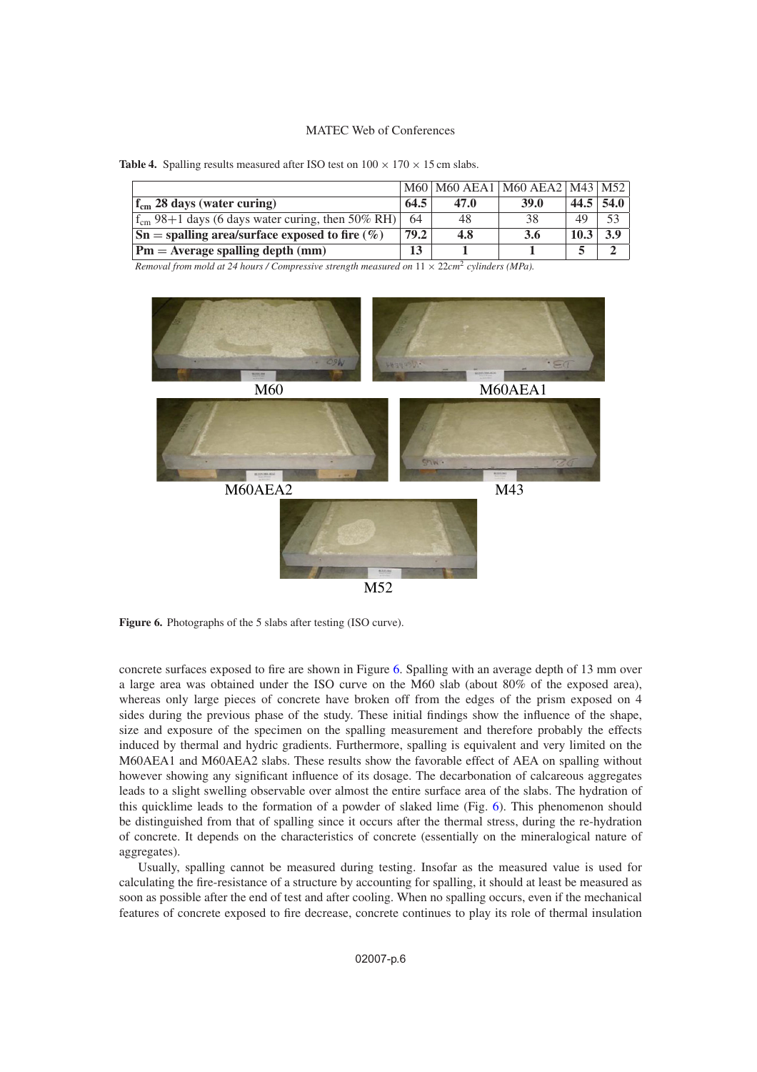**Table 4.** Spalling results measured after ISO test on $100 \times 170 \times 15$ cm slabs.

| | M60 | M60 AEA1 | M60 AEA2 | M43 | M52 |
|---|---|---|---|---|---|
| **$f_{cm}$ 28 days (water curing)** | **64.5** | **47.0** | **39.0** | **44.5** | **54.0** |
| $f_{cm}$ 98+1 days (6 days water curing, then 50% RH) | 64 | 48 | 38 | 49 | 53 |
| **Sn = spalling area/surface exposed to fire (%)** | **79.2** | **4.8** | **3.6** | **10.3** | **3.9** |
| **Pm = Average spalling depth (mm)** | **13** | **1** | **1** | **5** | **2** |

*Removal from mold at 24 hours / Compressive strength measured on $11 \times 22cm^2$ cylinders (MPa).*

M60 M60AEA1 M60AEA2 M43 M52

**Figure 6.** Photographs of the 5 slabs after testing (ISO curve).

concrete surfaces exposed to fire are shown in Figure 6. Spalling with an average depth of 13 mm over a large area was obtained under the ISO curve on the M60 slab (about 80% of the exposed area), whereas only large pieces of concrete have broken off from the edges of the prism exposed on 4 sides during the previous phase of the study. These initial findings show the influence of the shape, size and exposure of the specimen on the spalling measurement and therefore probably the effects induced by thermal and hydric gradients. Furthermore, spalling is equivalent and very limited on the M60AEA1 and M60AEA2 slabs. These results show the favorable effect of AEA on spalling without however showing any significant influence of its dosage. The decarbonation of calcareous aggregates leads to a slight swelling observable over almost the entire surface area of the slabs. The hydration of this quicklime leads to the formation of a powder of slaked lime (Fig. 6). This phenomenon should be distinguished from that of spalling since it occurs after the thermal stress, during the re-hydration of concrete. It depends on the characteristics of concrete (essentially on the mineralogical nature of aggregates).

Usually, spalling cannot be measured during testing. Insofar as the measured value is used for calculating the fire-resistance of a structure by accounting for spalling, it should at least be measured as soon as possible after the end of test and after cooling. When no spalling occurs, even if the mechanical features of concrete exposed to fire decrease, concrete continues to play its role of thermal insulation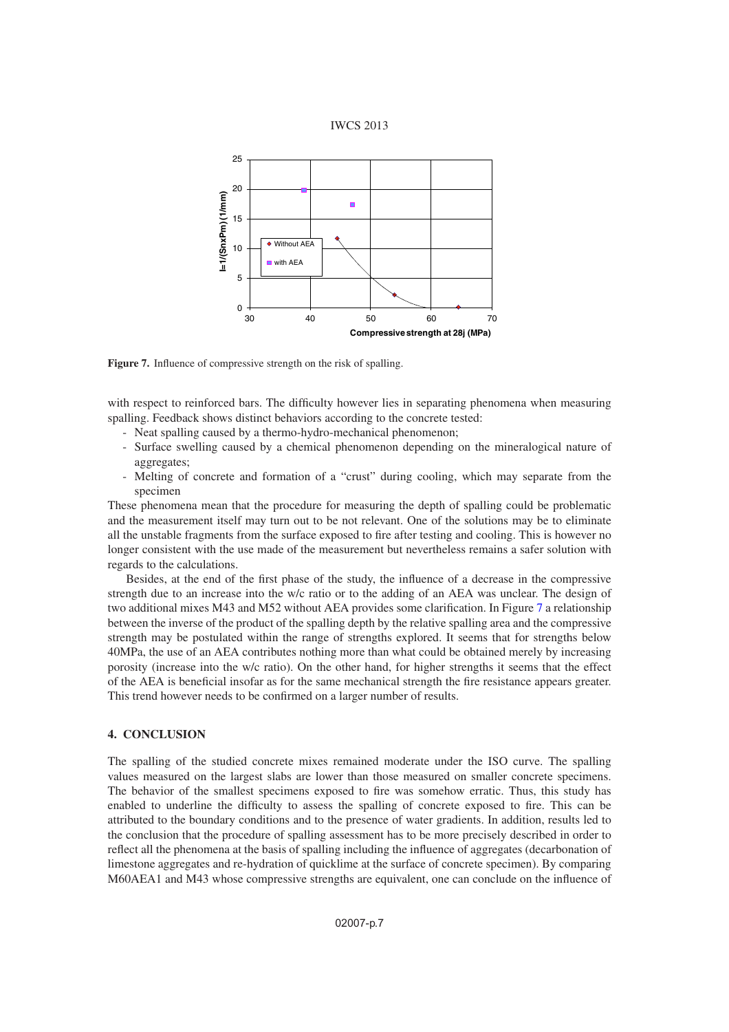25
20
15
10
5
0
30
40
50
60
70
I=1/(SnxPm) (1/mm)
Without AEA
with AEA
Compressive strength at 28j (MPa)

**Figure 7.** Influence of compressive strength on the risk of spalling.

with respect to reinforced bars. The difficulty however lies in separating phenomena when measuring spalling. Feedback shows distinct behaviors according to the concrete tested:

- Neat spalling caused by a thermo-hydro-mechanical phenomenon;
- Surface swelling caused by a chemical phenomenon depending on the mineralogical nature of aggregates;
- Melting of concrete and formation of a "crust" during cooling, which may separate from the specimen

These phenomena mean that the procedure for measuring the depth of spalling could be problematic and the measurement itself may turn out to be not relevant. One of the solutions may be to eliminate all the unstable fragments from the surface exposed to fire after testing and cooling. This is however no longer consistent with the use made of the measurement but nevertheless remains a safer solution with regards to the calculations.

Besides, at the end of the first phase of the study, the influence of a decrease in the compressive strength due to an increase into the w/c ratio or to the adding of an AEA was unclear. The design of two additional mixes M43 and M52 without AEA provides some clarification. In Figure 7 a relationship between the inverse of the product of the spalling depth by the relative spalling area and the compressive strength may be postulated within the range of strengths explored. It seems that for strengths below 40MPa, the use of an AEA contributes nothing more than what could be obtained merely by increasing porosity (increase into the w/c ratio). On the other hand, for higher strengths it seems that the effect of the AEA is beneficial insofar as for the same mechanical strength the fire resistance appears greater. This trend however needs to be confirmed on a larger number of results.

## 4. CONCLUSION

The spalling of the studied concrete mixes remained moderate under the ISO curve. The spalling values measured on the largest slabs are lower than those measured on smaller concrete specimens. The behavior of the smallest specimens exposed to fire was somehow erratic. Thus, this study has enabled to underline the difficulty to assess the spalling of concrete exposed to fire. This can be attributed to the boundary conditions and to the presence of water gradients. In addition, results led to the conclusion that the procedure of spalling assessment has to be more precisely described in order to reflect all the phenomena at the basis of spalling including the influence of aggregates (decarbonation of limestone aggregates and re-hydration of quicklime at the surface of concrete specimen). By comparing M60AEA1 and M43 whose compressive strengths are equivalent, one can conclude on the influence of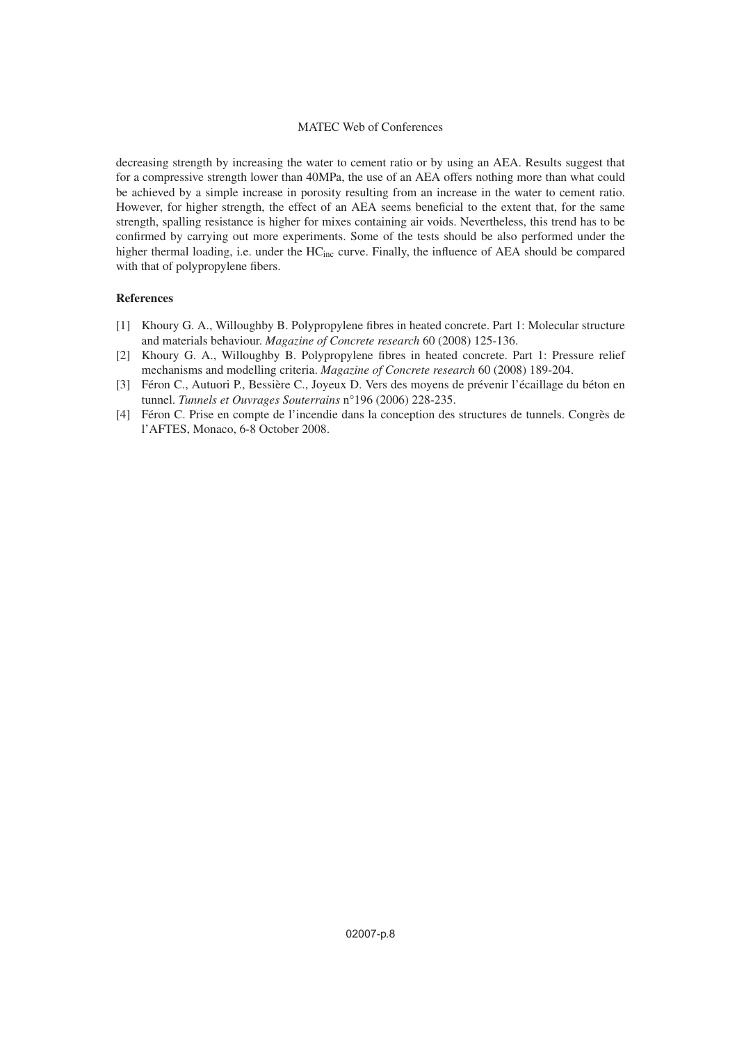decreasing strength by increasing the water to cement ratio or by using an AEA. Results suggest that for a compressive strength lower than 40MPa, the use of an AEA offers nothing more than what could be achieved by a simple increase in porosity resulting from an increase in the water to cement ratio. However, for higher strength, the effect of an AEA seems beneficial to the extent that, for the same strength, spalling resistance is higher for mixes containing air voids. Nevertheless, this trend has to be confirmed by carrying out more experiments. Some of the tests should be also performed under the higher thermal loading, i.e. under the $HC_{inc}$ curve. Finally, the influence of AEA should be compared with that of polypropylene fibers.

### References

[1] Khoury G. A., Willoughby B. Polypropylene fibres in heated concrete. Part 1: Molecular structure and materials behaviour. *Magazine of Concrete research* 60 (2008) 125-136.

[2] Khoury G. A., Willoughby B. Polypropylene fibres in heated concrete. Part 1: Pressure relief mechanisms and modelling criteria. *Magazine of Concrete research* 60 (2008) 189-204.

[3] Féron C., Autuori P., Bessière C., Joyeux D. Vers des moyens de prévenir l'écaillage du béton en tunnel. *Tunnels et Ouvrages Souterrains* n°196 (2006) 228-235.

[4] Féron C. Prise en compte de l'incendie dans la conception des structures de tunnels. Congrès de l'AFTES, Monaco, 6-8 October 2008.